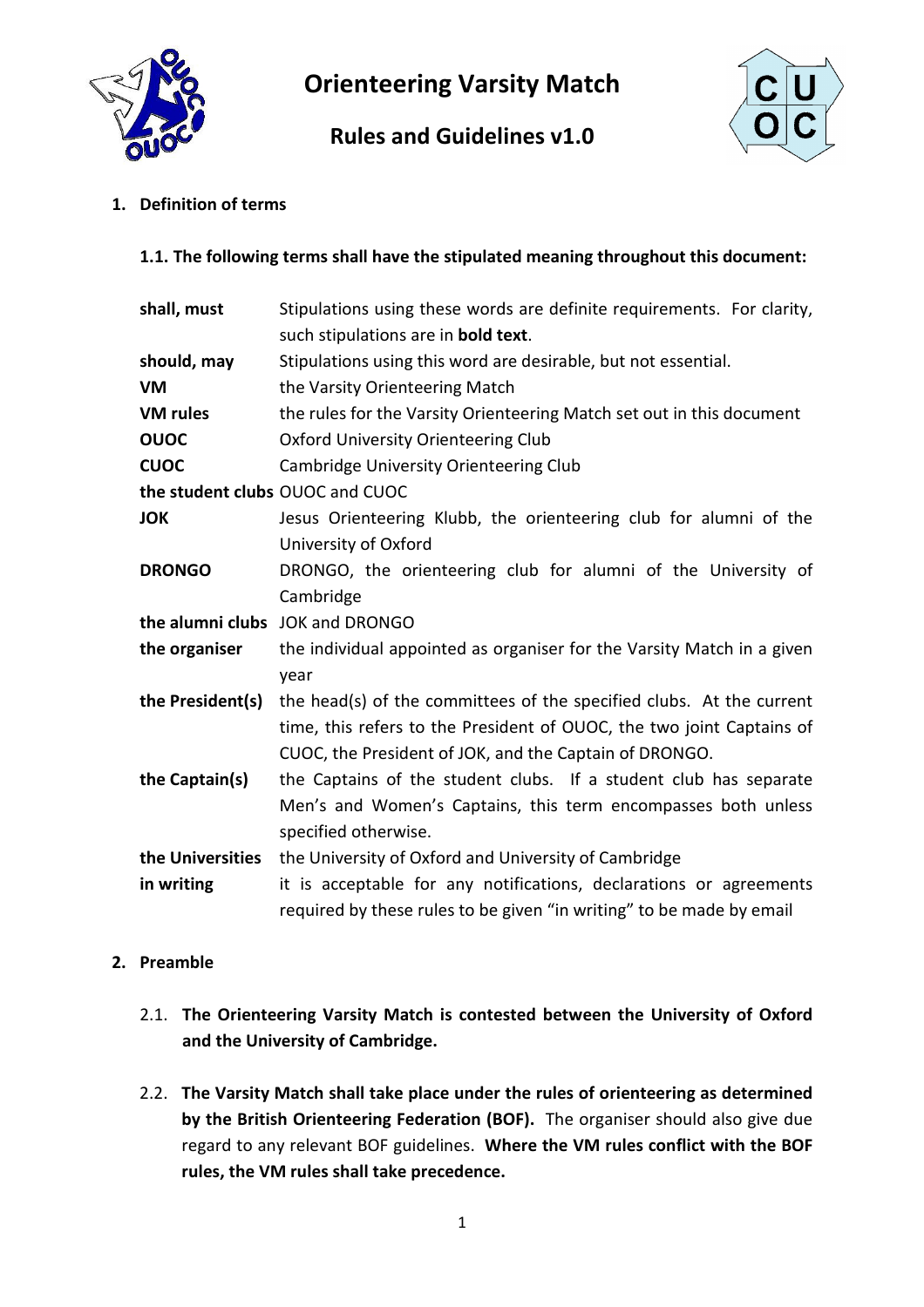# Orienteering Varsity Match

## Rules and Guidelines v1.0

### 1. Definition of terms

#### 1.1. The following terms shall have the stipulated meaning throughout this document:

| | |
|---|---|
| **shall, must** | Stipulations using these words are definite requirements. For clarity, such stipulations are in **bold text**. |
| **should, may** | Stipulations using this word are desirable, but not essential. |
| **VM** | the Varsity Orienteering Match |
| **VM rules** | the rules for the Varsity Orienteering Match set out in this document |
| **OUOC** | Oxford University Orienteering Club |
| **CUOC** | Cambridge University Orienteering Club |
| **the student clubs** | OUOC and CUOC |
| **JOK** | Jesus Orienteering Klubb, the orienteering club for alumni of the University of Oxford |
| **DRONGO** | DRONGO, the orienteering club for alumni of the University of Cambridge |
| **the alumni clubs** | JOK and DRONGO |
| **the organiser** | the individual appointed as organiser for the Varsity Match in a given year |
| **the President(s)** | the head(s) of the committees of the specified clubs. At the current time, this refers to the President of OUOC, the two joint Captains of CUOC, the President of JOK, and the Captain of DRONGO. |
| **the Captain(s)** | the Captains of the student clubs. If a student club has separate Men's and Women's Captains, this term encompasses both unless specified otherwise. |
| **the Universities** | the University of Oxford and University of Cambridge |
| **in writing** | it is acceptable for any notifications, declarations or agreements required by these rules to be given "in writing" to be made by email |

### 2. Preamble

2.1. **The Orienteering Varsity Match is contested between the University of Oxford and the University of Cambridge.**

2.2. **The Varsity Match shall take place under the rules of orienteering as determined by the British Orienteering Federation (BOF).** The organiser should also give due regard to any relevant BOF guidelines. **Where the VM rules conflict with the BOF rules, the VM rules shall take precedence.**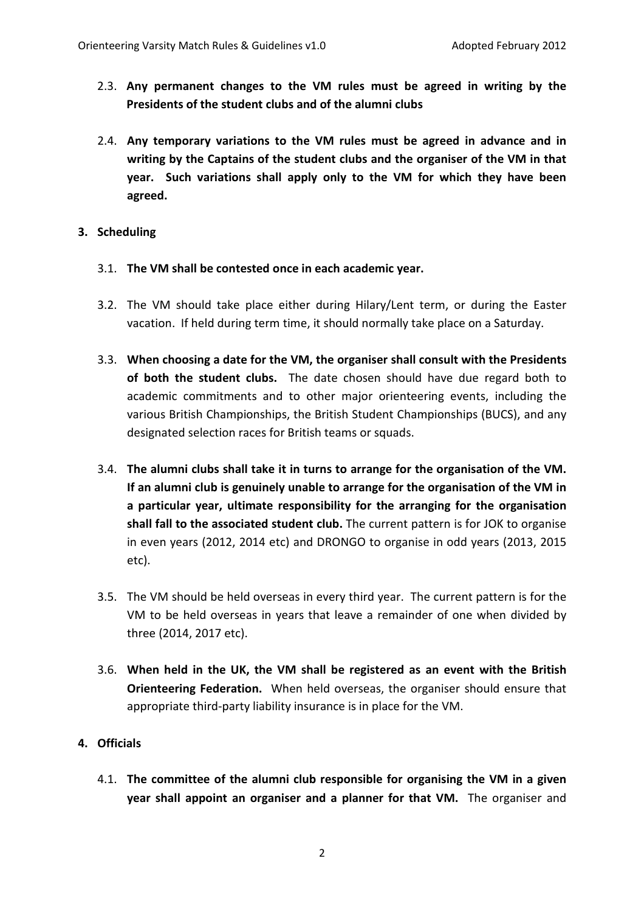2.3. **Any permanent changes to the VM rules must be agreed in writing by the Presidents of the student clubs and of the alumni clubs**

2.4. **Any temporary variations to the VM rules must be agreed in advance and in writing by the Captains of the student clubs and the organiser of the VM in that year. Such variations shall apply only to the VM for which they have been agreed.**

## 3. Scheduling

3.1. **The VM shall be contested once in each academic year.**

3.2. The VM should take place either during Hilary/Lent term, or during the Easter vacation. If held during term time, it should normally take place on a Saturday.

3.3. **When choosing a date for the VM, the organiser shall consult with the Presidents of both the student clubs.** The date chosen should have due regard both to academic commitments and to other major orienteering events, including the various British Championships, the British Student Championships (BUCS), and any designated selection races for British teams or squads.

3.4. **The alumni clubs shall take it in turns to arrange for the organisation of the VM. If an alumni club is genuinely unable to arrange for the organisation of the VM in a particular year, ultimate responsibility for the arranging for the organisation shall fall to the associated student club.** The current pattern is for JOK to organise in even years (2012, 2014 etc) and DRONGO to organise in odd years (2013, 2015 etc).

3.5. The VM should be held overseas in every third year. The current pattern is for the VM to be held overseas in years that leave a remainder of one when divided by three (2014, 2017 etc).

3.6. **When held in the UK, the VM shall be registered as an event with the British Orienteering Federation.** When held overseas, the organiser should ensure that appropriate third-party liability insurance is in place for the VM.

## 4. Officials

4.1. **The committee of the alumni club responsible for organising the VM in a given year shall appoint an organiser and a planner for that VM.** The organiser and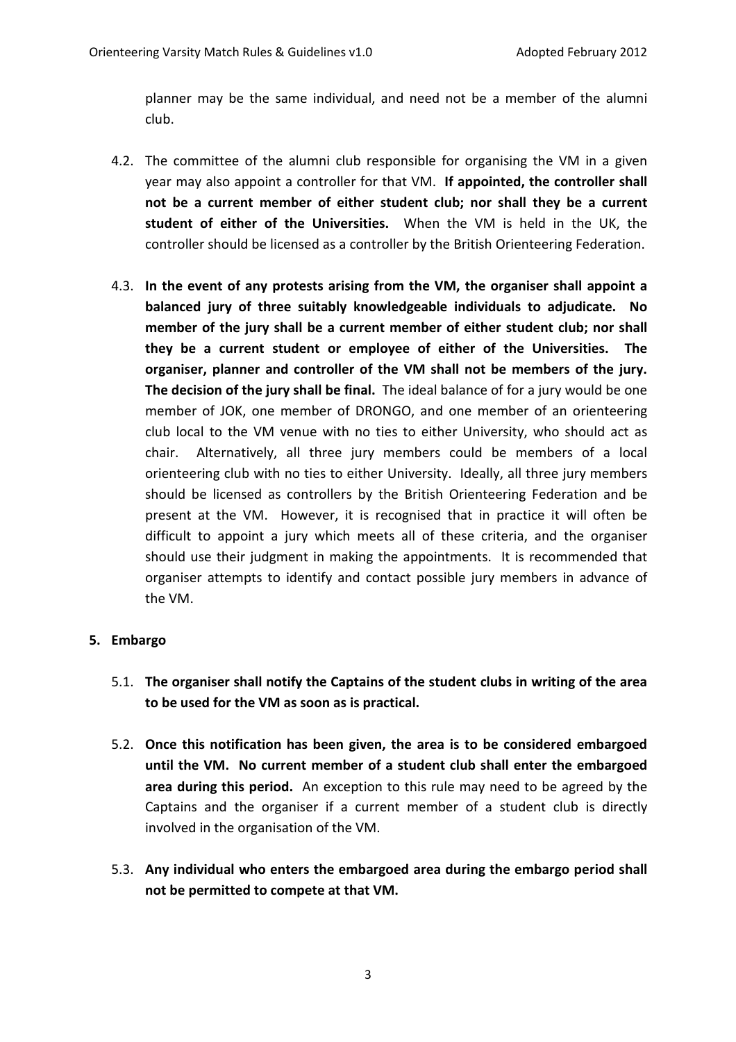planner may be the same individual, and need not be a member of the alumni club.

4.2. The committee of the alumni club responsible for organising the VM in a given year may also appoint a controller for that VM. **If appointed, the controller shall not be a current member of either student club; nor shall they be a current student of either of the Universities.** When the VM is held in the UK, the controller should be licensed as a controller by the British Orienteering Federation.

4.3. **In the event of any protests arising from the VM, the organiser shall appoint a balanced jury of three suitably knowledgeable individuals to adjudicate. No member of the jury shall be a current member of either student club; nor shall they be a current student or employee of either of the Universities. The organiser, planner and controller of the VM shall not be members of the jury. The decision of the jury shall be final.** The ideal balance of for a jury would be one member of JOK, one member of DRONGO, and one member of an orienteering club local to the VM venue with no ties to either University, who should act as chair. Alternatively, all three jury members could be members of a local orienteering club with no ties to either University. Ideally, all three jury members should be licensed as controllers by the British Orienteering Federation and be present at the VM. However, it is recognised that in practice it will often be difficult to appoint a jury which meets all of these criteria, and the organiser should use their judgment in making the appointments. It is recommended that organiser attempts to identify and contact possible jury members in advance of the VM.

**5. Embargo**

5.1. **The organiser shall notify the Captains of the student clubs in writing of the area to be used for the VM as soon as is practical.**

5.2. **Once this notification has been given, the area is to be considered embargoed until the VM. No current member of a student club shall enter the embargoed area during this period.** An exception to this rule may need to be agreed by the Captains and the organiser if a current member of a student club is directly involved in the organisation of the VM.

5.3. **Any individual who enters the embargoed area during the embargo period shall not be permitted to compete at that VM.**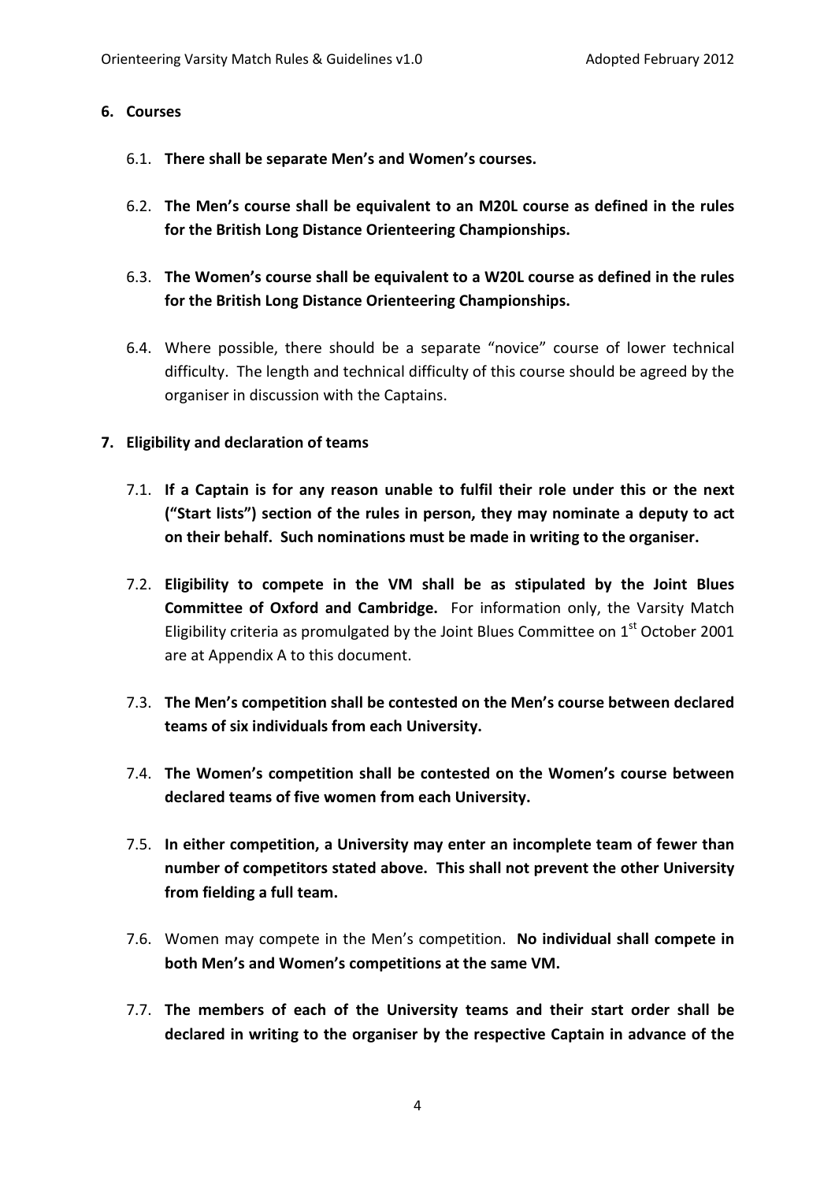**6. Courses**

6.1. **There shall be separate Men's and Women's courses.**

6.2. **The Men's course shall be equivalent to an M20L course as defined in the rules for the British Long Distance Orienteering Championships.**

6.3. **The Women's course shall be equivalent to a W20L course as defined in the rules for the British Long Distance Orienteering Championships.**

6.4. Where possible, there should be a separate "novice" course of lower technical difficulty. The length and technical difficulty of this course should be agreed by the organiser in discussion with the Captains.

**7. Eligibility and declaration of teams**

7.1. **If a Captain is for any reason unable to fulfil their role under this or the next ("Start lists") section of the rules in person, they may nominate a deputy to act on their behalf. Such nominations must be made in writing to the organiser.**

7.2. **Eligibility to compete in the VM shall be as stipulated by the Joint Blues Committee of Oxford and Cambridge.** For information only, the Varsity Match Eligibility criteria as promulgated by the Joint Blues Committee on 1st October 2001 are at Appendix A to this document.

7.3. **The Men's competition shall be contested on the Men's course between declared teams of six individuals from each University.**

7.4. **The Women's competition shall be contested on the Women's course between declared teams of five women from each University.**

7.5. **In either competition, a University may enter an incomplete team of fewer than number of competitors stated above. This shall not prevent the other University from fielding a full team.**

7.6. Women may compete in the Men's competition. **No individual shall compete in both Men's and Women's competitions at the same VM.**

7.7. **The members of each of the University teams and their start order shall be declared in writing to the organiser by the respective Captain in advance of the**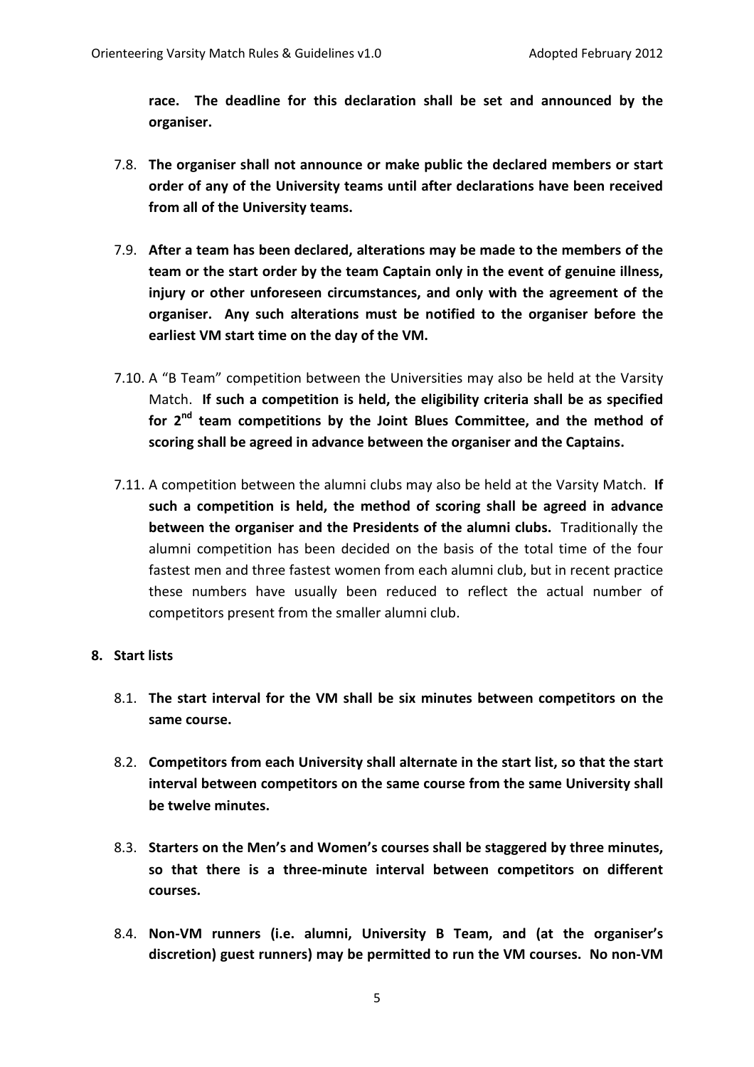**race. The deadline for this declaration shall be set and announced by the organiser.**

7.8. **The organiser shall not announce or make public the declared members or start order of any of the University teams until after declarations have been received from all of the University teams.**

7.9. **After a team has been declared, alterations may be made to the members of the team or the start order by the team Captain only in the event of genuine illness, injury or other unforeseen circumstances, and only with the agreement of the organiser. Any such alterations must be notified to the organiser before the earliest VM start time on the day of the VM.**

7.10. A "B Team" competition between the Universities may also be held at the Varsity Match. **If such a competition is held, the eligibility criteria shall be as specified for 2nd team competitions by the Joint Blues Committee, and the method of scoring shall be agreed in advance between the organiser and the Captains.**

7.11. A competition between the alumni clubs may also be held at the Varsity Match. **If such a competition is held, the method of scoring shall be agreed in advance between the organiser and the Presidents of the alumni clubs.** Traditionally the alumni competition has been decided on the basis of the total time of the four fastest men and three fastest women from each alumni club, but in recent practice these numbers have usually been reduced to reflect the actual number of competitors present from the smaller alumni club.

## 8. Start lists

8.1. **The start interval for the VM shall be six minutes between competitors on the same course.**

8.2. **Competitors from each University shall alternate in the start list, so that the start interval between competitors on the same course from the same University shall be twelve minutes.**

8.3. **Starters on the Men's and Women's courses shall be staggered by three minutes, so that there is a three-minute interval between competitors on different courses.**

8.4. **Non-VM runners (i.e. alumni, University B Team, and (at the organiser's discretion) guest runners) may be permitted to run the VM courses. No non-VM**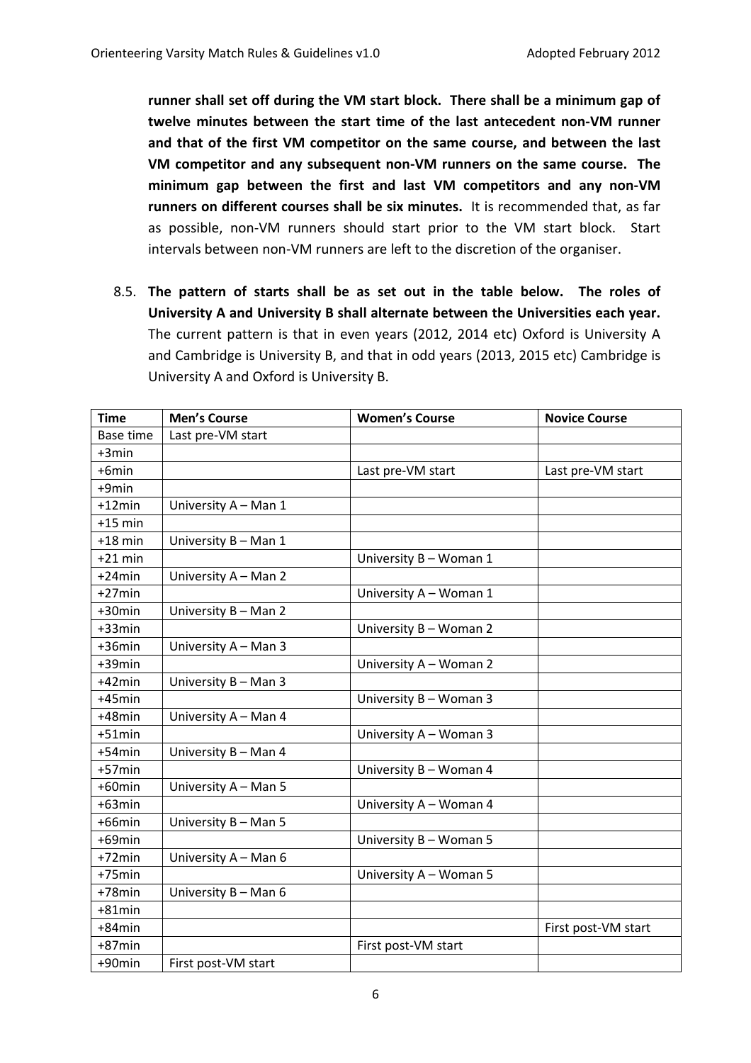**runner shall set off during the VM start block. There shall be a minimum gap of twelve minutes between the start time of the last antecedent non-VM runner and that of the first VM competitor on the same course, and between the last VM competitor and any subsequent non-VM runners on the same course. The minimum gap between the first and last VM competitors and any non-VM runners on different courses shall be six minutes.** It is recommended that, as far as possible, non-VM runners should start prior to the VM start block. Start intervals between non-VM runners are left to the discretion of the organiser.

8.5. **The pattern of starts shall be as set out in the table below. The roles of University A and University B shall alternate between the Universities each year.** The current pattern is that in even years (2012, 2014 etc) Oxford is University A and Cambridge is University B, and that in odd years (2013, 2015 etc) Cambridge is University A and Oxford is University B.

| Time | Men's Course | Women's Course | Novice Course |
|---|---|---|---|
| Base time | Last pre-VM start | | |
| +3min | | | |
| +6min | | Last pre-VM start | Last pre-VM start |
| +9min | | | |
| +12min | University A – Man 1 | | |
| +15 min | | | |
| +18 min | University B – Man 1 | | |
| +21 min | | University B – Woman 1 | |
| +24min | University A – Man 2 | | |
| +27min | | University A – Woman 1 | |
| +30min | University B – Man 2 | | |
| +33min | | University B – Woman 2 | |
| +36min | University A – Man 3 | | |
| +39min | | University A – Woman 2 | |
| +42min | University B – Man 3 | | |
| +45min | | University B – Woman 3 | |
| +48min | University A – Man 4 | | |
| +51min | | University A – Woman 3 | |
| +54min | University B – Man 4 | | |
| +57min | | University B – Woman 4 | |
| +60min | University A – Man 5 | | |
| +63min | | University A – Woman 4 | |
| +66min | University B – Man 5 | | |
| +69min | | University B – Woman 5 | |
| +72min | University A – Man 6 | | |
| +75min | | University A – Woman 5 | |
| +78min | University B – Man 6 | | |
| +81min | | | |
| +84min | | | First post-VM start |
| +87min | | First post-VM start | |
| +90min | First post-VM start | | |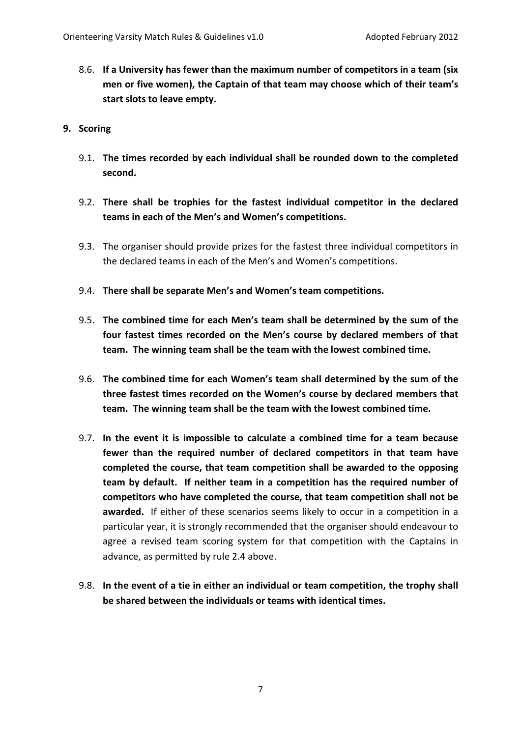8.6. **If a University has fewer than the maximum number of competitors in a team (six men or five women), the Captain of that team may choose which of their team's start slots to leave empty.**

## 9. Scoring

9.1. **The times recorded by each individual shall be rounded down to the completed second.**

9.2. **There shall be trophies for the fastest individual competitor in the declared teams in each of the Men's and Women's competitions.**

9.3. The organiser should provide prizes for the fastest three individual competitors in the declared teams in each of the Men's and Women's competitions.

9.4. **There shall be separate Men's and Women's team competitions.**

9.5. **The combined time for each Men's team shall be determined by the sum of the four fastest times recorded on the Men's course by declared members of that team. The winning team shall be the team with the lowest combined time.**

9.6. **The combined time for each Women's team shall determined by the sum of the three fastest times recorded on the Women's course by declared members that team. The winning team shall be the team with the lowest combined time.**

9.7. **In the event it is impossible to calculate a combined time for a team because fewer than the required number of declared competitors in that team have completed the course, that team competition shall be awarded to the opposing team by default. If neither team in a competition has the required number of competitors who have completed the course, that team competition shall not be awarded.** If either of these scenarios seems likely to occur in a competition in a particular year, it is strongly recommended that the organiser should endeavour to agree a revised team scoring system for that competition with the Captains in advance, as permitted by rule 2.4 above.

9.8. **In the event of a tie in either an individual or team competition, the trophy shall be shared between the individuals or teams with identical times.**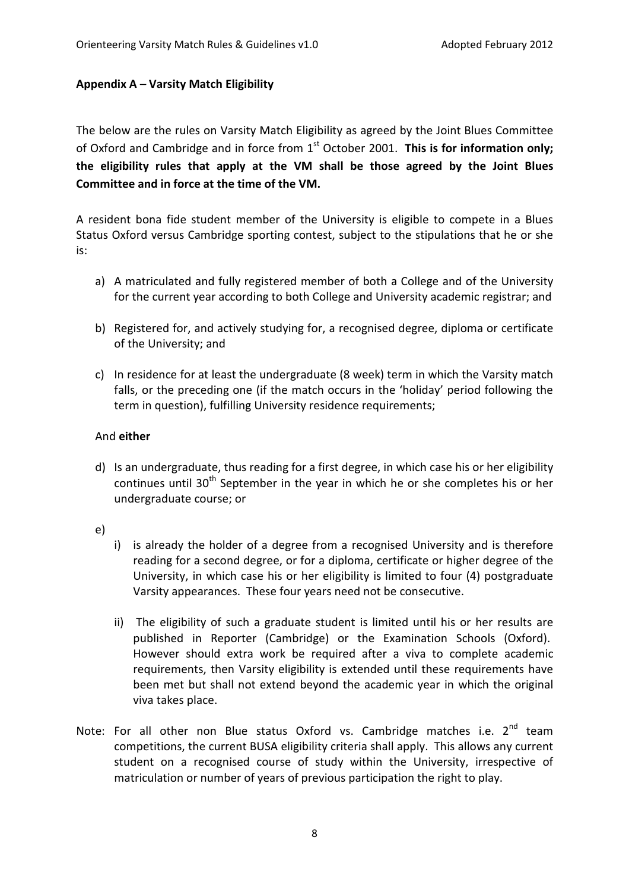**Appendix A – Varsity Match Eligibility**

The below are the rules on Varsity Match Eligibility as agreed by the Joint Blues Committee of Oxford and Cambridge and in force from 1st October 2001. **This is for information only; the eligibility rules that apply at the VM shall be those agreed by the Joint Blues Committee and in force at the time of the VM.**

A resident bona fide student member of the University is eligible to compete in a Blues Status Oxford versus Cambridge sporting contest, subject to the stipulations that he or she is:

a) A matriculated and fully registered member of both a College and of the University for the current year according to both College and University academic registrar; and

b) Registered for, and actively studying for, a recognised degree, diploma or certificate of the University; and

c) In residence for at least the undergraduate (8 week) term in which the Varsity match falls, or the preceding one (if the match occurs in the 'holiday' period following the term in question), fulfilling University residence requirements;

And **either**

d) Is an undergraduate, thus reading for a first degree, in which case his or her eligibility continues until 30th September in the year in which he or she completes his or her undergraduate course; or

e)
   i) is already the holder of a degree from a recognised University and is therefore reading for a second degree, or for a diploma, certificate or higher degree of the University, in which case his or her eligibility is limited to four (4) postgraduate Varsity appearances. These four years need not be consecutive.

   ii) The eligibility of such a graduate student is limited until his or her results are published in Reporter (Cambridge) or the Examination Schools (Oxford). However should extra work be required after a viva to complete academic requirements, then Varsity eligibility is extended until these requirements have been met but shall not extend beyond the academic year in which the original viva takes place.

Note: For all other non Blue status Oxford vs. Cambridge matches i.e. 2nd team competitions, the current BUSA eligibility criteria shall apply. This allows any current student on a recognised course of study within the University, irrespective of matriculation or number of years of previous participation the right to play.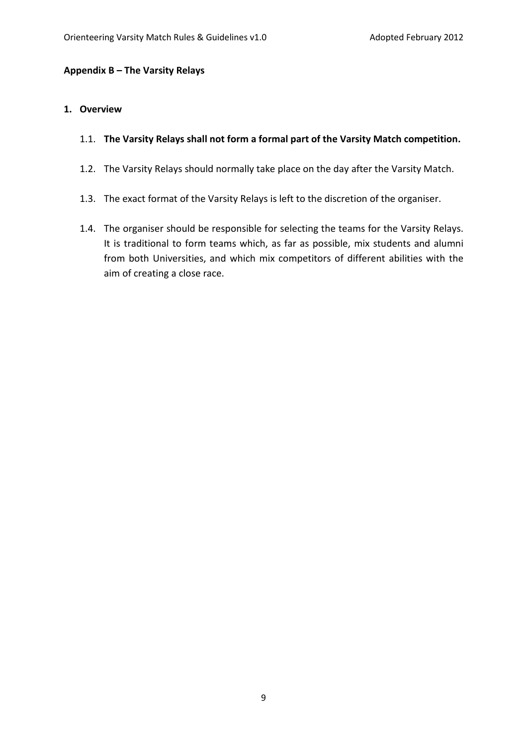## Appendix B – The Varsity Relays

### 1. Overview

1.1. **The Varsity Relays shall not form a formal part of the Varsity Match competition.**

1.2. The Varsity Relays should normally take place on the day after the Varsity Match.

1.3. The exact format of the Varsity Relays is left to the discretion of the organiser.

1.4. The organiser should be responsible for selecting the teams for the Varsity Relays. It is traditional to form teams which, as far as possible, mix students and alumni from both Universities, and which mix competitors of different abilities with the aim of creating a close race.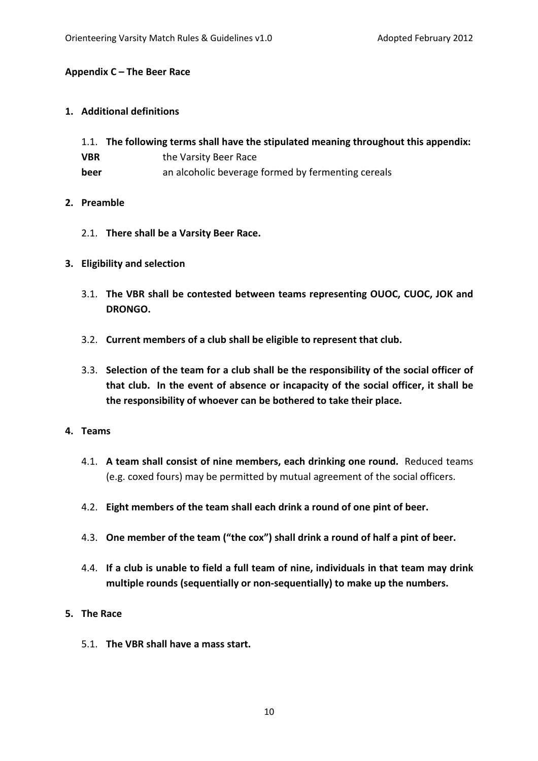## Appendix C – The Beer Race

**1. Additional definitions**

1.1. **The following terms shall have the stipulated meaning throughout this appendix:**

**VBR** the Varsity Beer Race

**beer** an alcoholic beverage formed by fermenting cereals

**2. Preamble**

2.1. **There shall be a Varsity Beer Race.**

**3. Eligibility and selection**

3.1. **The VBR shall be contested between teams representing OUOC, CUOC, JOK and DRONGO.**

3.2. **Current members of a club shall be eligible to represent that club.**

3.3. **Selection of the team for a club shall be the responsibility of the social officer of that club. In the event of absence or incapacity of the social officer, it shall be the responsibility of whoever can be bothered to take their place.**

**4. Teams**

4.1. **A team shall consist of nine members, each drinking one round.** Reduced teams (e.g. coxed fours) may be permitted by mutual agreement of the social officers.

4.2. **Eight members of the team shall each drink a round of one pint of beer.**

4.3. **One member of the team ("the cox") shall drink a round of half a pint of beer.**

4.4. **If a club is unable to field a full team of nine, individuals in that team may drink multiple rounds (sequentially or non-sequentially) to make up the numbers.**

**5. The Race**

5.1. **The VBR shall have a mass start.**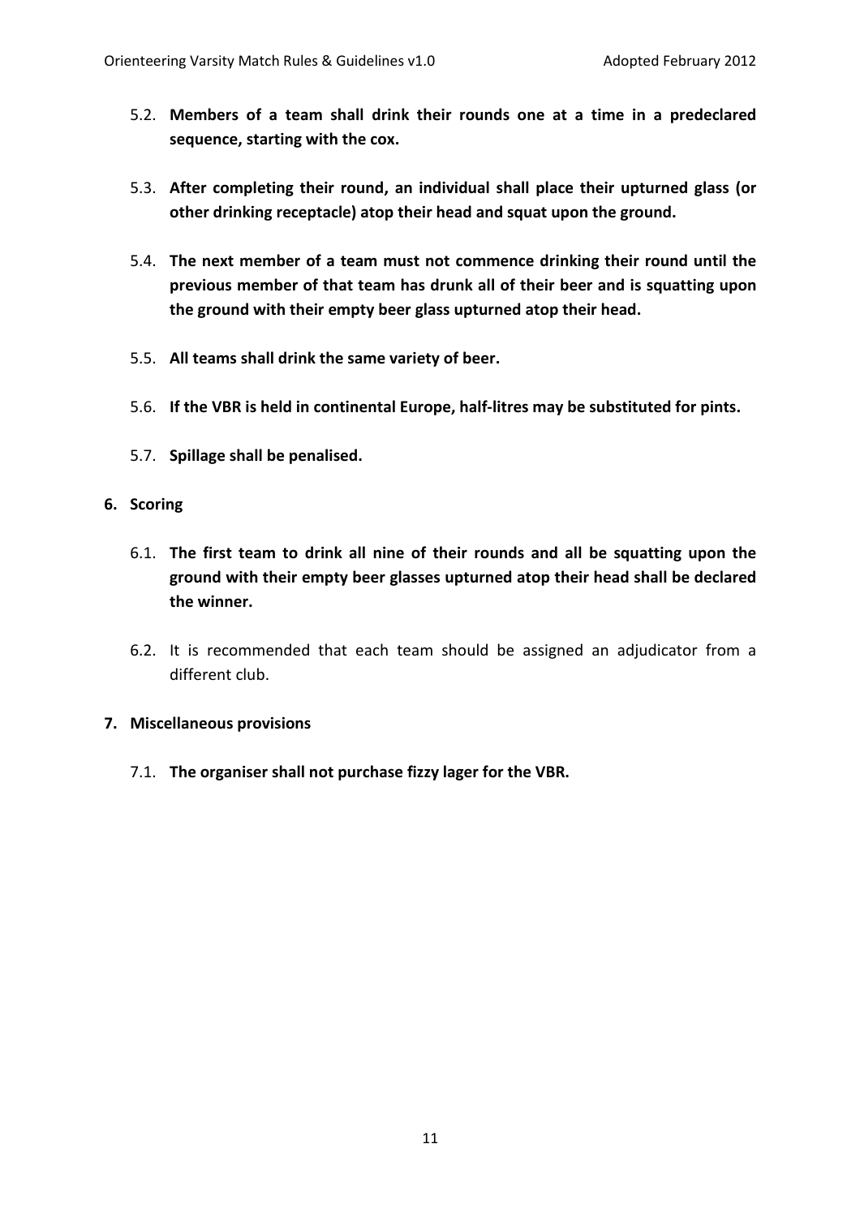5.2. **Members of a team shall drink their rounds one at a time in a predeclared sequence, starting with the cox.**

5.3. **After completing their round, an individual shall place their upturned glass (or other drinking receptacle) atop their head and squat upon the ground.**

5.4. **The next member of a team must not commence drinking their round until the previous member of that team has drunk all of their beer and is squatting upon the ground with their empty beer glass upturned atop their head.**

5.5. **All teams shall drink the same variety of beer.**

5.6. **If the VBR is held in continental Europe, half-litres may be substituted for pints.**

5.7. **Spillage shall be penalised.**

## 6. Scoring

6.1. **The first team to drink all nine of their rounds and all be squatting upon the ground with their empty beer glasses upturned atop their head shall be declared the winner.**

6.2. It is recommended that each team should be assigned an adjudicator from a different club.

## 7. Miscellaneous provisions

7.1. **The organiser shall not purchase fizzy lager for the VBR.**